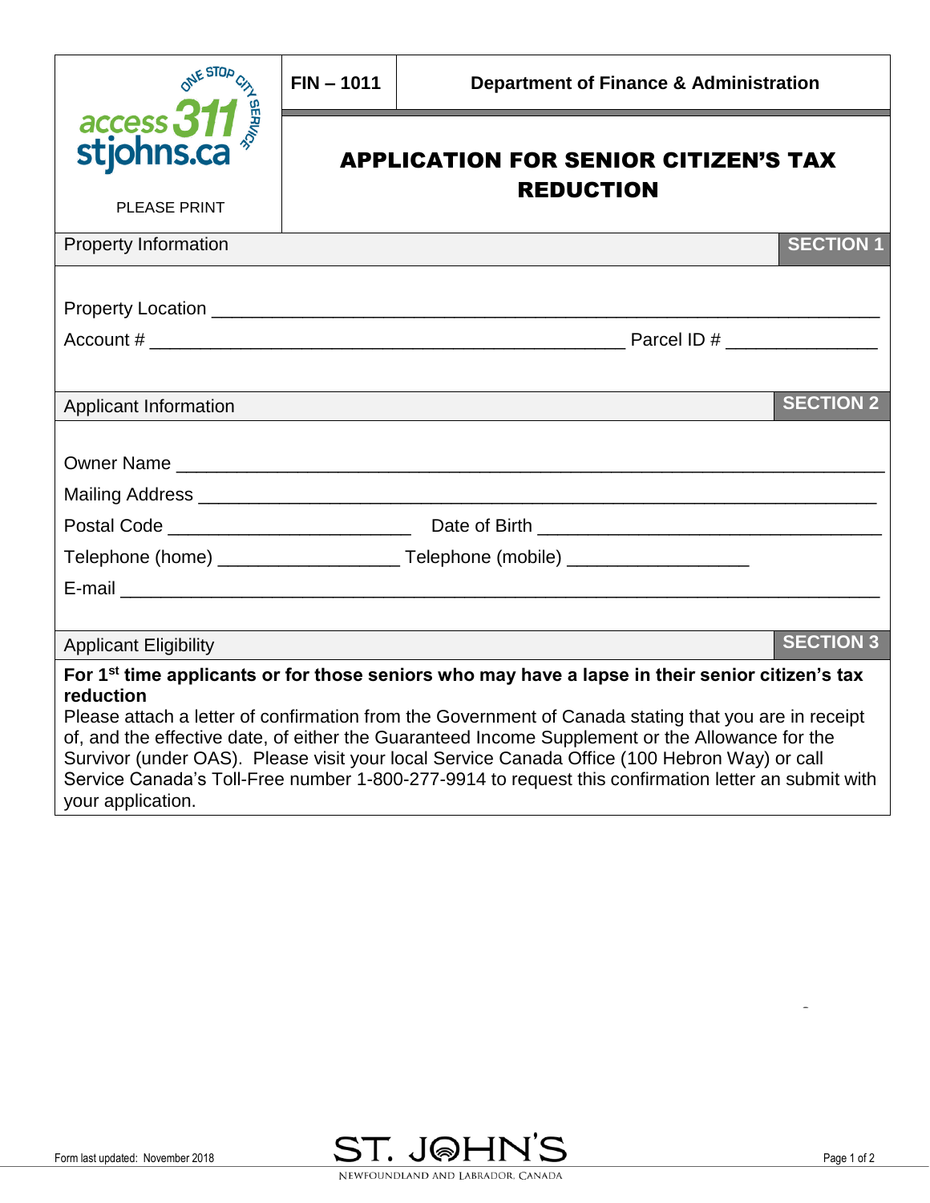access 311 stjohns.ca — ONE STOP CITY SERVICE

PLEASE PRINT

**FIN – 1011** | **Department of Finance & Administration**

# APPLICATION FOR SENIOR CITIZEN'S TAX REDUCTION

## Property Information — SECTION 1

Property Location ______________________________________________

Account # ______________________________ Parcel ID # _______________

## Applicant Information — SECTION 2

Owner Name ______________________________________________

Mailing Address ______________________________________________

Postal Code ________________________ Date of Birth ______________________

Telephone (home) __________________ Telephone (mobile) __________________

E-mail ______________________________________________

## Applicant Eligibility — SECTION 3

**For 1st time applicants or for those seniors who may have a lapse in their senior citizen's tax reduction**

Please attach a letter of confirmation from the Government of Canada stating that you are in receipt of, and the effective date, of either the Guaranteed Income Supplement or the Allowance for the Survivor (under OAS). Please visit your local Service Canada Office (100 Hebron Way) or call Service Canada's Toll-Free number 1-800-277-9914 to request this confirmation letter an submit with your application.

Form last updated: November 2018

ST. JOHN'S
NEWFOUNDLAND AND LABRADOR, CANADA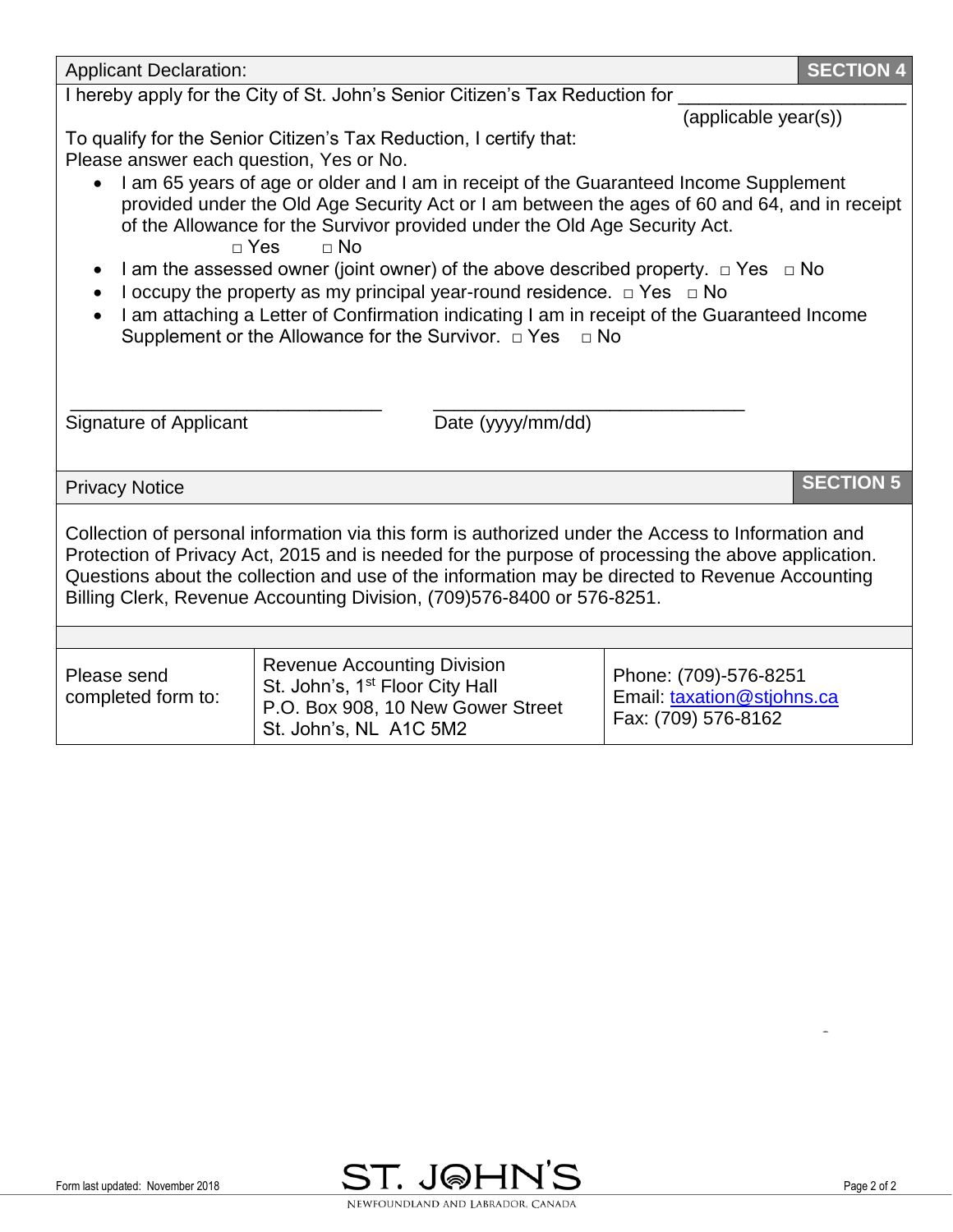## Applicant Declaration: SECTION 4

I hereby apply for the City of St. John's Senior Citizen's Tax Reduction for ____________________
(applicable year(s))

To qualify for the Senior Citizen's Tax Reduction, I certify that:
Please answer each question, Yes or No.

- I am 65 years of age or older and I am in receipt of the Guaranteed Income Supplement provided under the Old Age Security Act or I am between the ages of 60 and 64, and in receipt of the Allowance for the Survivor provided under the Old Age Security Act.
  □ Yes □ No
- I am the assessed owner (joint owner) of the above described property. □ Yes □ No
- I occupy the property as my principal year-round residence. □ Yes □ No
- I am attaching a Letter of Confirmation indicating I am in receipt of the Guaranteed Income Supplement or the Allowance for the Survivor. □ Yes □ No

______________________________ ______________________________
Signature of Applicant Date (yyyy/mm/dd)

## Privacy Notice SECTION 5

Collection of personal information via this form is authorized under the Access to Information and Protection of Privacy Act, 2015 and is needed for the purpose of processing the above application. Questions about the collection and use of the information may be directed to Revenue Accounting Billing Clerk, Revenue Accounting Division, (709)576-8400 or 576-8251.

| | | |
|---|---|---|
| Please send completed form to: | Revenue Accounting Division<br>St. John's, 1st Floor City Hall<br>P.O. Box 908, 10 New Gower Street<br>St. John's, NL A1C 5M2 | Phone: (709)-576-8251<br>Email: taxation@stjohns.ca<br>Fax: (709) 576-8162 |

Form last updated: November 2018